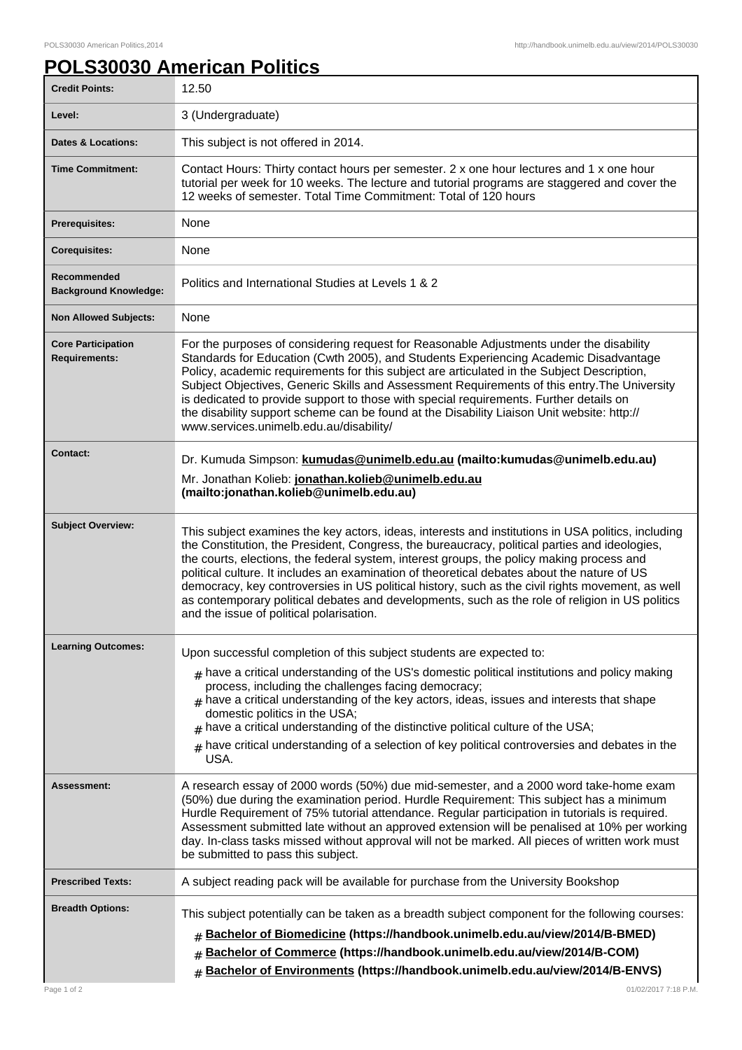# POLS30030 American Politics

| | |
|---|---|
| **Credit Points:** | 12.50 |
| **Level:** | 3 (Undergraduate) |
| **Dates & Locations:** | This subject is not offered in 2014. |
| **Time Commitment:** | Contact Hours: Thirty contact hours per semester. 2 x one hour lectures and 1 x one hour tutorial per week for 10 weeks. The lecture and tutorial programs are staggered and cover the 12 weeks of semester. Total Time Commitment: Total of 120 hours |
| **Prerequisites:** | None |
| **Corequisites:** | None |
| **Recommended Background Knowledge:** | Politics and International Studies at Levels 1 & 2 |
| **Non Allowed Subjects:** | None |
| **Core Participation Requirements:** | For the purposes of considering request for Reasonable Adjustments under the disability Standards for Education (Cwth 2005), and Students Experiencing Academic Disadvantage Policy, academic requirements for this subject are articulated in the Subject Description, Subject Objectives, Generic Skills and Assessment Requirements of this entry.The University is dedicated to provide support to those with special requirements. Further details on the disability support scheme can be found at the Disability Liaison Unit website: http://www.services.unimelb.edu.au/disability/ |
| **Contact:** | Dr. Kumuda Simpson: **kumudas@unimelb.edu.au (mailto:kumudas@unimelb.edu.au)**<br>Mr. Jonathan Kolieb: **jonathan.kolieb@unimelb.edu.au (mailto:jonathan.kolieb@unimelb.edu.au)** |
| **Subject Overview:** | This subject examines the key actors, ideas, interests and institutions in USA politics, including the Constitution, the President, Congress, the bureaucracy, political parties and ideologies, the courts, elections, the federal system, interest groups, the policy making process and political culture. It includes an examination of theoretical debates about the nature of US democracy, key controversies in US political history, such as the civil rights movement, as well as contemporary political debates and developments, such as the role of religion in US politics and the issue of political polarisation. |
| **Learning Outcomes:** | Upon successful completion of this subject students are expected to:<br># have a critical understanding of the US's domestic political institutions and policy making process, including the challenges facing democracy;<br># have a critical understanding of the key actors, ideas, issues and interests that shape domestic politics in the USA;<br># have a critical understanding of the distinctive political culture of the USA;<br># have critical understanding of a selection of key political controversies and debates in the USA. |
| **Assessment:** | A research essay of 2000 words (50%) due mid-semester, and a 2000 word take-home exam (50%) due during the examination period. Hurdle Requirement: This subject has a minimum Hurdle Requirement of 75% tutorial attendance. Regular participation in tutorials is required. Assessment submitted late without an approved extension will be penalised at 10% per working day. In-class tasks missed without approval will not be marked. All pieces of written work must be submitted to pass this subject. |
| **Prescribed Texts:** | A subject reading pack will be available for purchase from the University Bookshop |
| **Breadth Options:** | This subject potentially can be taken as a breadth subject component for the following courses:<br># **Bachelor of Biomedicine (https://handbook.unimelb.edu.au/view/2014/B-BMED)**<br># **Bachelor of Commerce (https://handbook.unimelb.edu.au/view/2014/B-COM)**<br># **Bachelor of Environments (https://handbook.unimelb.edu.au/view/2014/B-ENVS)** |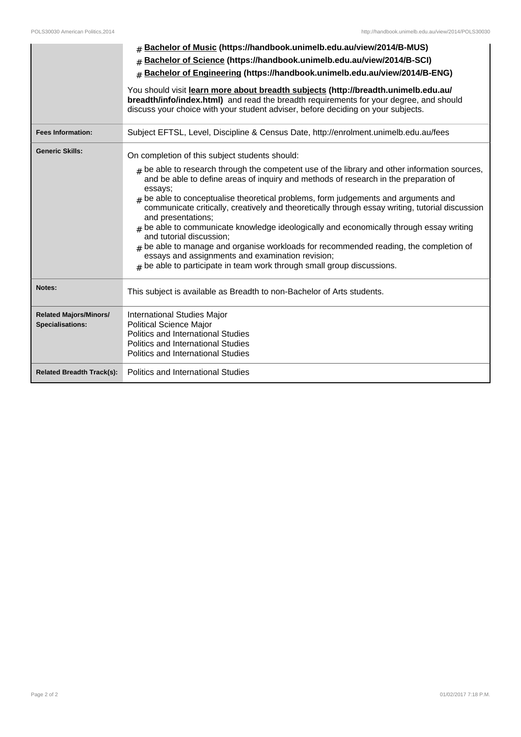| | |
|---|---|
| | # **Bachelor of Music (https://handbook.unimelb.edu.au/view/2014/B-MUS)**<br># **Bachelor of Science (https://handbook.unimelb.edu.au/view/2014/B-SCI)**<br># **Bachelor of Engineering (https://handbook.unimelb.edu.au/view/2014/B-ENG)**<br><br>You should visit **learn more about breadth subjects (http://breadth.unimelb.edu.au/breadth/info/index.html)** and read the breadth requirements for your degree, and should discuss your choice with your student adviser, before deciding on your subjects. |
| **Fees Information:** | Subject EFTSL, Level, Discipline & Census Date, http://enrolment.unimelb.edu.au/fees |
| **Generic Skills:** | On completion of this subject students should:<br># be able to research through the competent use of the library and other information sources, and be able to define areas of inquiry and methods of research in the preparation of essays;<br># be able to conceptualise theoretical problems, form judgements and arguments and communicate critically, creatively and theoretically through essay writing, tutorial discussion and presentations;<br># be able to communicate knowledge ideologically and economically through essay writing and tutorial discussion;<br># be able to manage and organise workloads for recommended reading, the completion of essays and assignments and examination revision;<br># be able to participate in team work through small group discussions. |
| **Notes:** | This subject is available as Breadth to non-Bachelor of Arts students. |
| **Related Majors/Minors/ Specialisations:** | International Studies Major<br>Political Science Major<br>Politics and International Studies<br>Politics and International Studies<br>Politics and International Studies |
| **Related Breadth Track(s):** | Politics and International Studies |